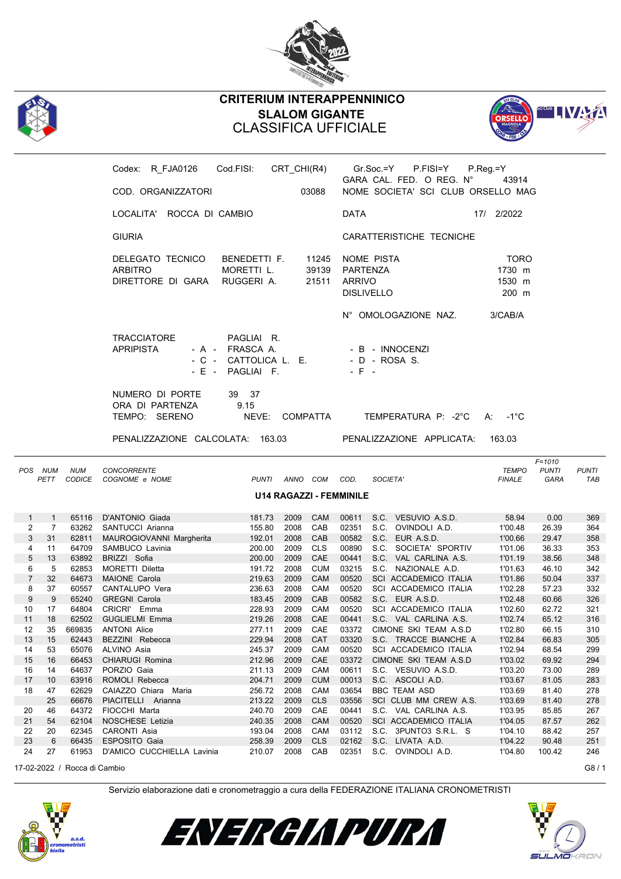# CRITERIUM INTERAPPENNINICO
## SLALOM GIGANTE
## CLASSIFICA UFFICIALE

Codex: R_FJA0126 Cod.FISI: CRT_CHI(R4) Gr.Soc.=Y P.FISI=Y P.Reg.=Y
GARA CAL. FED. O REG. N° 43914

COD. ORGANIZZATORI 03088 NOME SOCIETA' SCI CLUB ORSELLO MAG

LOCALITA' ROCCA DI CAMBIO DATA 17/ 2/2022

GIURIA | CARATTERISTICHE TECNICHE

| | | | | |
|---|---|---|---|---|
| DELEGATO TECNICO | BENEDETTI F. | 11245 | NOME PISTA | TORO |
| ARBITRO | MORETTI L. | 39139 | PARTENZA | 1730 m |
| DIRETTORE DI GARA | RUGGERI A. | 21511 | ARRIVO | 1530 m |
| | | | DISLIVELLO | 200 m |
| | | | N° OMOLOGAZIONE NAZ. | 3/CAB/A |

TRACCIATORE PAGLIAI R.
APRIPISTA - A - FRASCA A. - B - INNOCENZI
- C - CATTOLICA L. E. - D - ROSA S.
- E - PAGLIAI F. - F -

NUMERO DI PORTE 39 37
ORA DI PARTENZA 9.15
TEMPO: SERENO NEVE: COMPATTA TEMPERATURA P: -2°C A: -1°C

PENALIZZAZIONE CALCOLATA: 163.03 PENALIZZAZIONE APPLICATA: 163.03

### U14 RAGAZZI - FEMMINILE

| POS | NUM PETT | NUM CODICE | CONCORRENTE COGNOME e NOME | PUNTI | ANNO | COM | COD. | SOCIETA' | TEMPO FINALE | F=1010 PUNTI GARA | PUNTI TAB |
|---|---|---|---|---|---|---|---|---|---|---|---|
| 1 | 1 | 65116 | D'ANTONIO Giada | 181.73 | 2009 | CAM | 00611 | S.C. VESUVIO A.S.D. | 58.94 | 0.00 | 369 |
| 2 | 7 | 63262 | SANTUCCI Arianna | 155.80 | 2008 | CAB | 02351 | S.C. OVINDOLI A.D. | 1'00.48 | 26.39 | 364 |
| 3 | 31 | 62811 | MAUROGIOVANNI Margherita | 192.01 | 2008 | CAB | 00582 | S.C. EUR A.S.D. | 1'00.66 | 29.47 | 358 |
| 4 | 11 | 64709 | SAMBUCO Lavinia | 200.00 | 2009 | CLS | 00890 | S.C. SOCIETA' SPORTIV | 1'01.06 | 36.33 | 353 |
| 5 | 13 | 63892 | BRIZZI Sofia | 200.00 | 2009 | CAE | 00441 | S.C. VAL CARLINA A.S. | 1'01.19 | 38.56 | 348 |
| 6 | 5 | 62853 | MORETTI Diletta | 191.72 | 2008 | CUM | 03215 | S.C. NAZIONALE A.D. | 1'01.63 | 46.10 | 342 |
| 7 | 32 | 64673 | MAIONE Carola | 219.63 | 2009 | CAM | 00520 | SCI ACCADEMICO ITALIA | 1'01.86 | 50.04 | 337 |
| 8 | 37 | 60557 | CANTALUPO Vera | 236.63 | 2008 | CAM | 00520 | SCI ACCADEMICO ITALIA | 1'02.28 | 57.23 | 332 |
| 9 | 9 | 65240 | GREGNI Carola | 183.45 | 2009 | CAB | 00582 | S.C. EUR A.S.D. | 1'02.48 | 60.66 | 326 |
| 10 | 17 | 64804 | CRICRI' Emma | 228.93 | 2009 | CAM | 00520 | SCI ACCADEMICO ITALIA | 1'02.60 | 62.72 | 321 |
| 11 | 18 | 62502 | GUGLIELMI Emma | 219.26 | 2008 | CAE | 00441 | S.C. VAL CARLINA A.S. | 1'02.74 | 65.12 | 316 |
| 12 | 35 | 669835 | ANTONI Alice | 277.11 | 2009 | CAE | 03372 | CIMONE SKI TEAM A.S.D | 1'02.80 | 66.15 | 310 |
| 13 | 15 | 62443 | BEZZINI Rebecca | 229.94 | 2008 | CAT | 03320 | S.C. TRACCE BIANCHE A | 1'02.84 | 66.83 | 305 |
| 14 | 53 | 65076 | ALVINO Asia | 245.37 | 2009 | CAM | 00520 | SCI ACCADEMICO ITALIA | 1'02.94 | 68.54 | 299 |
| 15 | 16 | 66453 | CHIARUGI Romina | 212.96 | 2009 | CAE | 03372 | CIMONE SKI TEAM A.S.D | 1'03.02 | 69.92 | 294 |
| 16 | 14 | 64637 | PORZIO Gaia | 211.13 | 2009 | CAM | 00611 | S.C. VESUVIO A.S.D. | 1'03.20 | 73.00 | 289 |
| 17 | 10 | 63916 | ROMOLI Rebecca | 204.71 | 2009 | CUM | 00013 | S.C. ASCOLI A.D. | 1'03.67 | 81.05 | 283 |
| 18 | 47 | 62629 | CAIAZZO Chiara Maria | 256.72 | 2008 | CAM | 03654 | BBC TEAM ASD | 1'03.69 | 81.40 | 278 |
| | 25 | 66676 | PIACITELLI Arianna | 213.22 | 2009 | CLS | 03556 | SCI CLUB MM CREW A.S. | 1'03.69 | 81.40 | 278 |
| 20 | 46 | 64372 | FIOCCHI Marta | 240.70 | 2009 | CAE | 00441 | S.C. VAL CARLINA A.S. | 1'03.95 | 85.85 | 267 |
| 21 | 54 | 62104 | NOSCHESE Letizia | 240.35 | 2008 | CAM | 00520 | SCI ACCADEMICO ITALIA | 1'04.05 | 87.57 | 262 |
| 22 | 20 | 62345 | CARONTI Asia | 193.04 | 2008 | CAM | 03112 | S.C. 3PUNTO3 S.R.L. S | 1'04.10 | 88.42 | 257 |
| 23 | 6 | 66435 | ESPOSITO Gaia | 258.39 | 2009 | CLS | 02162 | S.C. LIVATA A.D. | 1'04.22 | 90.48 | 251 |
| 24 | 27 | 61953 | D'AMICO CUCCHIELLA Lavinia | 210.07 | 2008 | CAB | 02351 | S.C. OVINDOLI A.D. | 1'04.80 | 100.42 | 246 |

17-02-2022 / Rocca di Cambio

Servizio elaborazione dati e cronometraggio a cura della FEDERAZIONE ITALIANA CRONOMETRISTI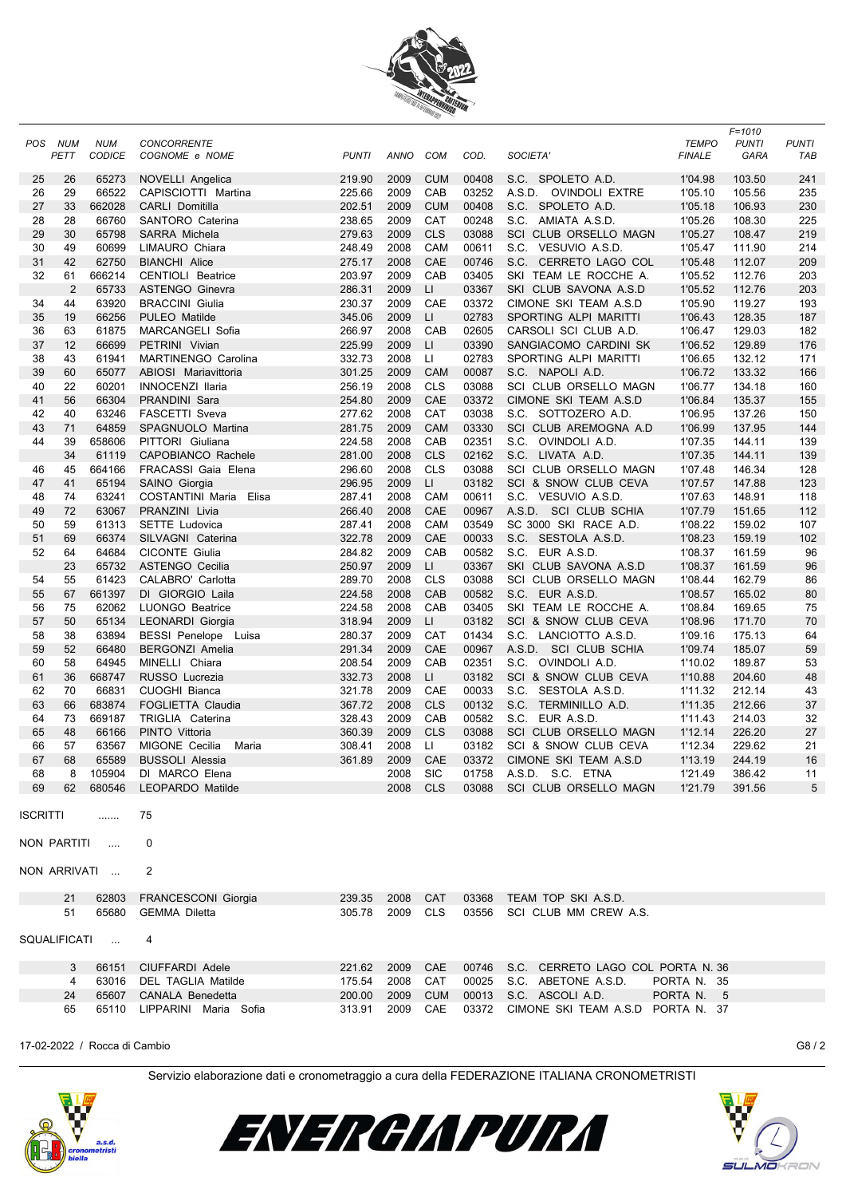| POS | NUM PETT | NUM CODICE | CONCORRENTE COGNOME e NOME | PUNTI | ANNO | COM | COD. | SOCIETA' | TEMPO FINALE | F=1010 PUNTI GARA | PUNTI TAB |
|---|---|---|---|---|---|---|---|---|---|---|---|
| 25 | 26 | 65273 | NOVELLI Angelica | 219.90 | 2009 | CUM | 00408 | S.C. SPOLETO A.D. | 1'04.98 | 103.50 | 241 |
| 26 | 29 | 66522 | CAPISCIOTTI Martina | 225.66 | 2009 | CAB | 03252 | A.S.D. OVINDOLI EXTRE | 1'05.10 | 105.56 | 235 |
| 27 | 33 | 662028 | CARLI Domitilla | 202.51 | 2009 | CUM | 00408 | S.C. SPOLETO A.D. | 1'05.18 | 106.93 | 230 |
| 28 | 28 | 66760 | SANTORO Caterina | 238.65 | 2009 | CAT | 00248 | S.C. AMIATA A.S.D. | 1'05.26 | 108.30 | 225 |
| 29 | 30 | 65798 | SARRA Michela | 279.63 | 2009 | CLS | 03088 | SCI CLUB ORSELLO MAGN | 1'05.27 | 108.47 | 219 |
| 30 | 49 | 60699 | LIMAURO Chiara | 248.49 | 2008 | CAM | 00611 | S.C. VESUVIO A.S.D. | 1'05.47 | 111.90 | 214 |
| 31 | 42 | 62750 | BIANCHI Alice | 275.17 | 2008 | CAE | 00746 | S.C. CERRETO LAGO COL | 1'05.48 | 112.07 | 209 |
| 32 | 61 | 666214 | CENTIOLI Beatrice | 203.97 | 2009 | CAB | 03405 | SKI TEAM LE ROCCHE A. | 1'05.52 | 112.76 | 203 |
| | 2 | 65733 | ASTENGO Ginevra | 286.31 | 2009 | LI | 03367 | SKI CLUB SAVONA A.S.D | 1'05.52 | 112.76 | 203 |
| 34 | 44 | 63920 | BRACCINI Giulia | 230.37 | 2009 | CAE | 03372 | CIMONE SKI TEAM A.S.D | 1'05.90 | 119.27 | 193 |
| 35 | 19 | 66256 | PULEO Matilde | 345.06 | 2009 | LI | 02783 | SPORTING ALPI MARITTI | 1'06.43 | 128.35 | 187 |
| 36 | 63 | 61875 | MARCANGELI Sofia | 266.97 | 2008 | CAB | 02605 | CARSOLI SCI CLUB A.D. | 1'06.47 | 129.03 | 182 |
| 37 | 12 | 66699 | PETRINI Vivian | 225.99 | 2009 | LI | 03390 | SANGIACOMO CARDINI SK | 1'06.52 | 129.89 | 176 |
| 38 | 43 | 61941 | MARTINENGO Carolina | 332.73 | 2008 | LI | 02783 | SPORTING ALPI MARITTI | 1'06.65 | 132.12 | 171 |
| 39 | 60 | 65077 | ABIOSI Mariavittoria | 301.25 | 2009 | CAM | 00087 | S.C. NAPOLI A.D. | 1'06.72 | 133.32 | 166 |
| 40 | 22 | 60201 | INNOCENZI Ilaria | 256.19 | 2008 | CLS | 03088 | SCI CLUB ORSELLO MAGN | 1'06.77 | 134.18 | 160 |
| 41 | 56 | 66304 | PRANDINI Sara | 254.80 | 2009 | CAE | 03372 | CIMONE SKI TEAM A.S.D | 1'06.84 | 135.37 | 155 |
| 42 | 40 | 63246 | FASCETTI Sveva | 277.62 | 2008 | CAT | 03038 | S.C. SOTTOZERO A.D. | 1'06.95 | 137.26 | 150 |
| 43 | 71 | 64859 | SPAGNUOLO Martina | 281.75 | 2009 | CAM | 03330 | SCI CLUB AREMOGNA A.D | 1'06.99 | 137.95 | 144 |
| 44 | 39 | 658606 | PITTORI Giuliana | 224.58 | 2008 | CAB | 02351 | S.C. OVINDOLI A.D. | 1'07.35 | 144.11 | 139 |
| | 34 | 61119 | CAPOBIANCO Rachele | 281.00 | 2008 | CLS | 02162 | S.C. LIVATA A.D. | 1'07.35 | 144.11 | 139 |
| 46 | 45 | 664166 | FRACASSI Gaia Elena | 296.60 | 2008 | CLS | 03088 | SCI CLUB ORSELLO MAGN | 1'07.48 | 146.34 | 128 |
| 47 | 41 | 65194 | SAINO Giorgia | 296.95 | 2009 | LI | 03182 | SCI & SNOW CLUB CEVA | 1'07.57 | 147.88 | 123 |
| 48 | 74 | 63241 | COSTANTINI Maria Elisa | 287.41 | 2008 | CAM | 00611 | S.C. VESUVIO A.S.D. | 1'07.63 | 148.91 | 118 |
| 49 | 72 | 63067 | PRANZINI Livia | 266.40 | 2008 | CAE | 00967 | A.S.D. SCI CLUB SCHIA | 1'07.79 | 151.65 | 112 |
| 50 | 59 | 61313 | SETTE Ludovica | 287.41 | 2008 | CAM | 03549 | SC 3000 SKI RACE A.D. | 1'08.22 | 159.02 | 107 |
| 51 | 69 | 66374 | SILVAGNI Caterina | 322.78 | 2009 | CAE | 00033 | S.C. SESTOLA A.S.D. | 1'08.23 | 159.19 | 102 |
| 52 | 64 | 64684 | CICONTE Giulia | 284.82 | 2009 | CAB | 00582 | S.C. EUR A.S.D. | 1'08.37 | 161.59 | 96 |
| | 23 | 65732 | ASTENGO Cecilia | 250.97 | 2009 | LI | 03367 | SKI CLUB SAVONA A.S.D | 1'08.37 | 161.59 | 96 |
| 54 | 55 | 61423 | CALABRO' Carlotta | 289.70 | 2008 | CLS | 03088 | SCI CLUB ORSELLO MAGN | 1'08.44 | 162.79 | 86 |
| 55 | 67 | 661397 | DI GIORGIO Laila | 224.58 | 2008 | CAB | 00582 | S.C. EUR A.S.D. | 1'08.57 | 165.02 | 80 |
| 56 | 75 | 62062 | LUONGO Beatrice | 224.58 | 2008 | CAB | 03405 | SKI TEAM LE ROCCHE A. | 1'08.84 | 169.65 | 75 |
| 57 | 50 | 65134 | LEONARDI Giorgia | 318.94 | 2009 | LI | 03182 | SCI & SNOW CLUB CEVA | 1'08.96 | 171.70 | 70 |
| 58 | 38 | 63894 | BESSI Penelope Luisa | 280.37 | 2009 | CAT | 01434 | S.C. LANCIOTTO A.S.D. | 1'09.16 | 175.13 | 64 |
| 59 | 52 | 66480 | BERGONZI Amelia | 291.34 | 2009 | CAE | 00967 | A.S.D. SCI CLUB SCHIA | 1'09.74 | 185.07 | 59 |
| 60 | 58 | 64945 | MINELLI Chiara | 208.54 | 2009 | CAB | 02351 | S.C. OVINDOLI A.D. | 1'10.02 | 189.87 | 53 |
| 61 | 36 | 668747 | RUSSO Lucrezia | 332.73 | 2008 | LI | 03182 | SCI & SNOW CLUB CEVA | 1'10.88 | 204.60 | 48 |
| 62 | 70 | 66831 | CUOGHI Bianca | 321.78 | 2009 | CAE | 00033 | S.C. SESTOLA A.S.D. | 1'11.32 | 212.14 | 43 |
| 63 | 66 | 683874 | FOGLIETTA Claudia | 367.72 | 2008 | CLS | 00132 | S.C. TERMINILLO A.D. | 1'11.35 | 212.66 | 37 |
| 64 | 73 | 669187 | TRIGLIA Caterina | 328.43 | 2009 | CAB | 00582 | S.C. EUR A.S.D. | 1'11.43 | 214.03 | 32 |
| 65 | 48 | 66166 | PINTO Vittoria | 360.39 | 2009 | CLS | 03088 | SCI CLUB ORSELLO MAGN | 1'12.14 | 226.20 | 27 |
| 66 | 57 | 63567 | MIGONE Cecilia Maria | 308.41 | 2008 | LI | 03182 | SCI & SNOW CLUB CEVA | 1'12.34 | 229.62 | 21 |
| 67 | 68 | 65589 | BUSSOLI Alessia | 361.89 | 2009 | CAE | 03372 | CIMONE SKI TEAM A.S.D | 1'13.19 | 244.19 | 16 |
| 68 | 8 | 105904 | DI MARCO Elena | | 2008 | SIC | 01758 | A.S.D. S.C. ETNA | 1'21.49 | 386.42 | 11 |
| 69 | 62 | 680546 | LEOPARDO Matilde | | 2008 | CLS | 03088 | SCI CLUB ORSELLO MAGN | 1'21.79 | 391.56 | 5 |

ISCRITTI ....... 75

NON PARTITI .... 0

NON ARRIVATI ... 2

| NUM PETT | NUM CODICE | COGNOME e NOME | PUNTI | ANNO | COM | COD. | SOCIETA' |
|---|---|---|---|---|---|---|---|
| 21 | 62803 | FRANCESCONI Giorgia | 239.35 | 2008 | CAT | 03368 | TEAM TOP SKI A.S.D. |
| 51 | 65680 | GEMMA Diletta | 305.78 | 2009 | CLS | 03556 | SCI CLUB MM CREW A.S. |

SQUALIFICATI ... 4

| NUM PETT | NUM CODICE | COGNOME e NOME | PUNTI | ANNO | COM | COD. | SOCIETA' | |
|---|---|---|---|---|---|---|---|---|
| 3 | 66151 | CIUFFARDI Adele | 221.62 | 2009 | CAE | 00746 | S.C. CERRETO LAGO COL | PORTA N. 36 |
| 4 | 63016 | DEL TAGLIA Matilde | 175.54 | 2008 | CAT | 00025 | S.C. ABETONE A.S.D. | PORTA N. 35 |
| 24 | 65607 | CANALA Benedetta | 200.00 | 2009 | CUM | 00013 | S.C. ASCOLI A.D. | PORTA N. 5 |
| 65 | 65110 | LIPPARINI Maria Sofia | 313.91 | 2009 | CAE | 03372 | CIMONE SKI TEAM A.S.D | PORTA N. 37 |

17-02-2022 / Rocca di Cambio

Servizio elaborazione dati e cronometraggio a cura della FEDERAZIONE ITALIANA CRONOMETRISTI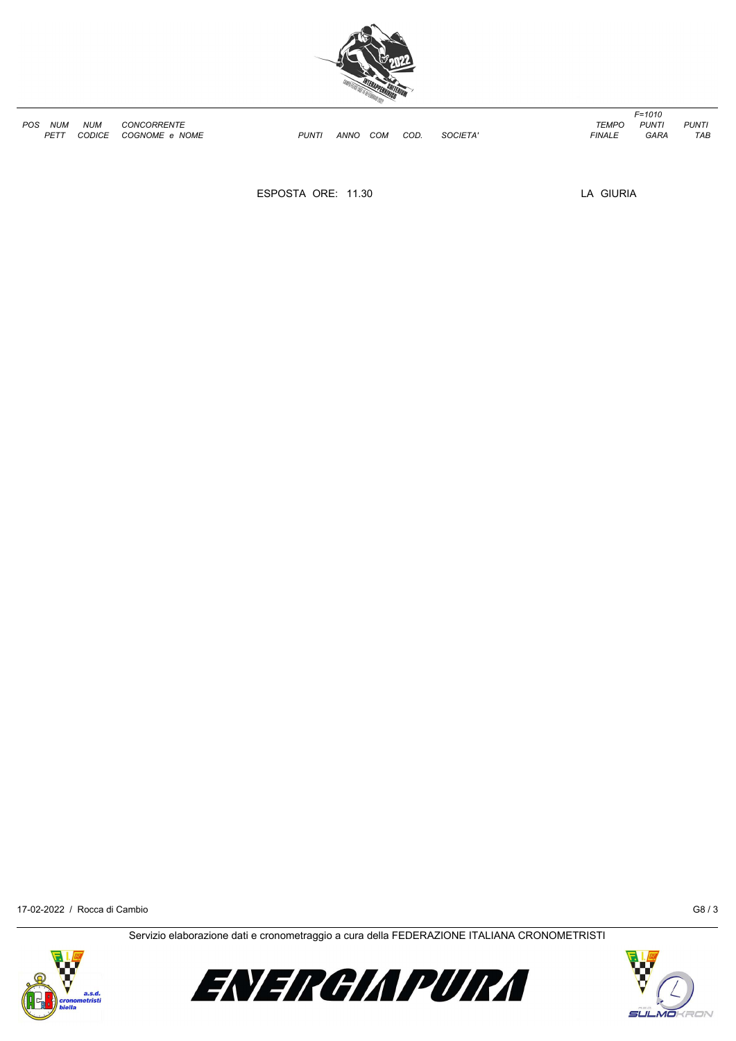| POS | NUM PETT | NUM CODICE | CONCORRENTE COGNOME e NOME | PUNTI | ANNO | COM | COD. | SOCIETA' | TEMPO FINALE | F=1010 PUNTI GARA | PUNTI TAB |
|---|---|---|---|---|---|---|---|---|---|---|---|

ESPOSTA ORE: 11.30

LA GIURIA

17-02-2022 / Rocca di Cambio

G8 / 3

Servizio elaborazione dati e cronometraggio a cura della FEDERAZIONE ITALIANA CRONOMETRISTI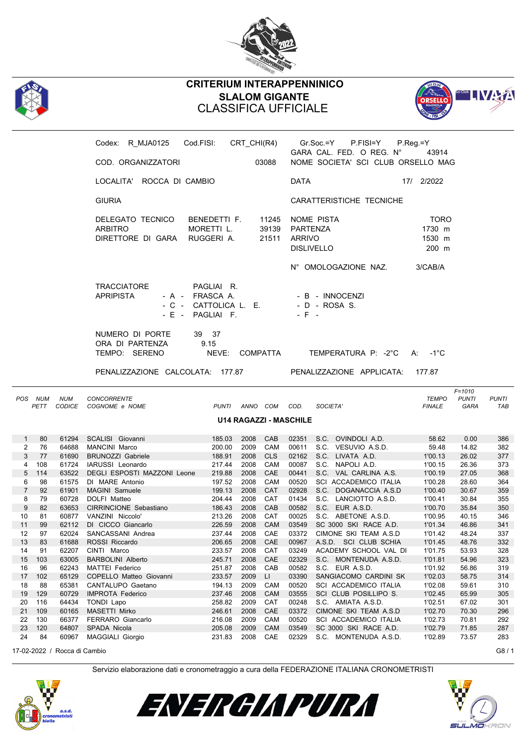# CRITERIUM INTERAPPENNINICO
## SLALOM GIGANTE
## CLASSIFICA UFFICIALE

| | | | |
|---|---|---|---|
| Codex: R_MJA0125 | Cod.FISI: CRT_CHI(R4) | Gr.Soc.=Y P.FISI=Y P.Reg.=Y | |
| | | GARA CAL. FED. O REG. N° | 43914 |
| COD. ORGANIZZATORI | 03088 | NOME SOCIETA' SCI CLUB ORSELLO MAG | |
| LOCALITA' ROCCA DI CAMBIO | | DATA | 17/ 2/2022 |

GIURIA

| | | |
|---|---|---|
| DELEGATO TECNICO | BENEDETTI F. | 11245 |
| ARBITRO | MORETTI L. | 39139 |
| DIRETTORE DI GARA | RUGGERI A. | 21511 |

CARATTERISTICHE TECNICHE

| | |
|---|---|
| NOME PISTA | TORO |
| PARTENZA | 1730 m |
| ARRIVO | 1530 m |
| DISLIVELLO | 200 m |
| N° OMOLOGAZIONE NAZ. | 3/CAB/A |

TRACCIATORE PAGLIAI R.

APRIPISTA - A - FRASCA A. - B - INNOCENZI - C - CATTOLICA L. E. - D - ROSA S. - E - PAGLIAI F. - F -

NUMERO DI PORTE 39 37
ORA DI PARTENZA 9.15
TEMPO: SERENO NEVE: COMPATTA TEMPERATURA P: -2°C A: -1°C

PENALIZZAZIONE CALCOLATA: 177.87 PENALIZZAZIONE APPLICATA: 177.87

### U14 RAGAZZI - MASCHILE

| POS | NUM PETT | NUM CODICE | CONCORRENTE COGNOME e NOME | PUNTI | ANNO | COM | COD. | SOCIETA' | TEMPO FINALE | F=1010 PUNTI GARA | PUNTI TAB |
|---|---|---|---|---|---|---|---|---|---|---|---|
| 1 | 80 | 61294 | SCALISI Giovanni | 185.03 | 2008 | CAB | 02351 | S.C. OVINDOLI A.D. | 58.62 | 0.00 | 386 |
| 2 | 76 | 64688 | MANCINI Marco | 200.00 | 2009 | CAM | 00611 | S.C. VESUVIO A.S.D. | 59.48 | 14.82 | 382 |
| 3 | 77 | 61690 | BRUNOZZI Gabriele | 188.91 | 2008 | CLS | 02162 | S.C. LIVATA A.D. | 1'00.13 | 26.02 | 377 |
| 4 | 108 | 61724 | IARUSSI Leonardo | 217.44 | 2008 | CAM | 00087 | S.C. NAPOLI A.D. | 1'00.15 | 26.36 | 373 |
| 5 | 114 | 63522 | DEGLI ESPOSTI MAZZONI Leone | 219.88 | 2008 | CAE | 00441 | S.C. VAL CARLINA A.S. | 1'00.19 | 27.05 | 368 |
| 6 | 98 | 61575 | DI MARE Antonio | 197.52 | 2008 | CAM | 00520 | SCI ACCADEMICO ITALIA | 1'00.28 | 28.60 | 364 |
| 7 | 92 | 61901 | MAGINI Samuele | 199.13 | 2008 | CAT | 02928 | S.C. DOGANACCIA A.S.D | 1'00.40 | 30.67 | 359 |
| 8 | 79 | 60728 | DOLFI Matteo | 204.44 | 2008 | CAT | 01434 | S.C. LANCIOTTO A.S.D. | 1'00.41 | 30.84 | 355 |
| 9 | 82 | 63653 | CIRRINCIONE Sebastiano | 186.43 | 2008 | CAB | 00582 | S.C. EUR A.S.D. | 1'00.70 | 35.84 | 350 |
| 10 | 81 | 60877 | VANZINI Niccolo' | 213.26 | 2008 | CAT | 00025 | S.C. ABETONE A.S.D. | 1'00.95 | 40.15 | 346 |
| 11 | 99 | 62112 | DI CICCO Giancarlo | 226.59 | 2008 | CAM | 03549 | SC 3000 SKI RACE A.D. | 1'01.34 | 46.86 | 341 |
| 12 | 97 | 62024 | SANCASSANI Andrea | 237.44 | 2008 | CAE | 03372 | CIMONE SKI TEAM A.S.D | 1'01.42 | 48.24 | 337 |
| 13 | 83 | 61688 | ROSSI Riccardo | 206.65 | 2008 | CAE | 00967 | A.S.D. SCI CLUB SCHIA | 1'01.45 | 48.76 | 332 |
| 14 | 91 | 62207 | CINTI Marco | 233.57 | 2008 | CAT | 03249 | ACADEMY SCHOOL VAL DI | 1'01.75 | 53.93 | 328 |
| 15 | 103 | 63005 | BARBOLINI Alberto | 245.71 | 2008 | CAE | 02329 | S.C. MONTENUDA A.S.D. | 1'01.81 | 54.96 | 323 |
| 16 | 96 | 62243 | MATTEI Federico | 251.87 | 2008 | CAB | 00582 | S.C. EUR A.S.D. | 1'01.92 | 56.86 | 319 |
| 17 | 102 | 65129 | COPELLO Matteo Giovanni | 233.57 | 2009 | LI | 03390 | SANGIACOMO CARDINI SK | 1'02.03 | 58.75 | 314 |
| 18 | 88 | 65381 | CANTALUPO Gaetano | 194.13 | 2009 | CAM | 00520 | SCI ACCADEMICO ITALIA | 1'02.08 | 59.61 | 310 |
| 19 | 129 | 60729 | IMPROTA Federico | 237.46 | 2008 | CAM | 03555 | SCI CLUB POSILLIPO S. | 1'02.45 | 65.99 | 305 |
| 20 | 116 | 64434 | TONDI Lapo | 258.82 | 2009 | CAT | 00248 | S.C. AMIATA A.S.D. | 1'02.51 | 67.02 | 301 |
| 21 | 109 | 60165 | MASETTI Mirko | 246.61 | 2008 | CAE | 03372 | CIMONE SKI TEAM A.S.D | 1'02.70 | 70.30 | 296 |
| 22 | 130 | 66377 | FERRARO Giancarlo | 216.08 | 2009 | CAM | 00520 | SCI ACCADEMICO ITALIA | 1'02.73 | 70.81 | 292 |
| 23 | 120 | 64807 | SPADA Nicola | 205.08 | 2009 | CAM | 03549 | SC 3000 SKI RACE A.D. | 1'02.79 | 71.85 | 287 |
| 24 | 84 | 60967 | MAGGIALI Giorgio | 231.83 | 2008 | CAE | 02329 | S.C. MONTENUDA A.S.D. | 1'02.89 | 73.57 | 283 |

17-02-2022 / Rocca di Cambio G8 / 1

Servizio elaborazione dati e cronometraggio a cura della FEDERAZIONE ITALIANA CRONOMETRISTI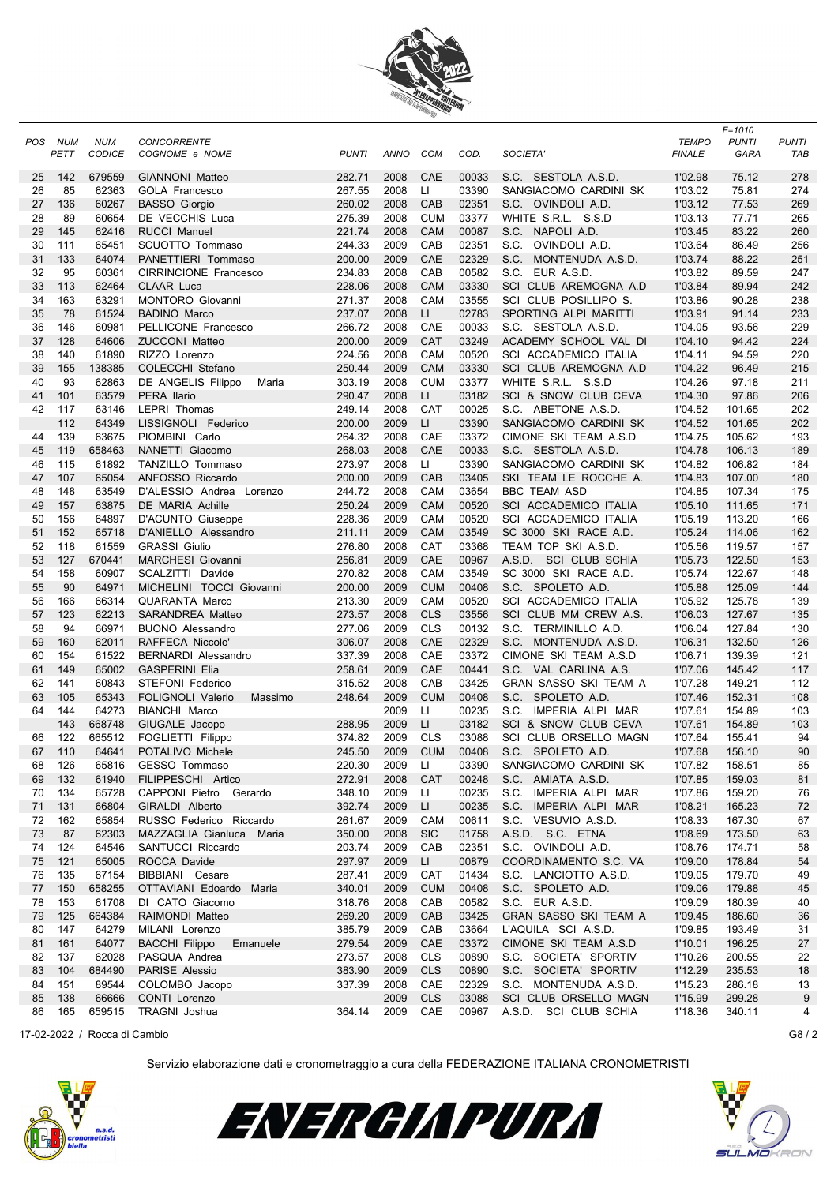| POS | NUM PETT | NUM CODICE | CONCORRENTE COGNOME e NOME | PUNTI | ANNO | COM | COD. | SOCIETA' | TEMPO FINALE | F=1010 PUNTI GARA | PUNTI TAB |
|---|---|---|---|---|---|---|---|---|---|---|---|
| 25 | 142 | 679559 | GIANNONI Matteo | 282.71 | 2008 | CAE | 00033 | S.C. SESTOLA A.S.D. | 1'02.98 | 75.12 | 278 |
| 26 | 85 | 62363 | GOLA Francesco | 267.55 | 2008 | LI | 03390 | SANGIACOMO CARDINI SK | 1'03.02 | 75.81 | 274 |
| 27 | 136 | 60267 | BASSO Giorgio | 260.02 | 2008 | CAB | 02351 | S.C. OVINDOLI A.D. | 1'03.12 | 77.53 | 269 |
| 28 | 89 | 60654 | DE VECCHIS Luca | 275.39 | 2008 | CUM | 03377 | WHITE S.R.L. S.S.D | 1'03.13 | 77.71 | 265 |
| 29 | 145 | 62416 | RUCCI Manuel | 221.74 | 2008 | CAM | 00087 | S.C. NAPOLI A.D. | 1'03.45 | 83.22 | 260 |
| 30 | 111 | 65451 | SCUOTTO Tommaso | 244.33 | 2009 | CAB | 02351 | S.C. OVINDOLI A.D. | 1'03.64 | 86.49 | 256 |
| 31 | 133 | 64074 | PANETTIERI Tommaso | 200.00 | 2009 | CAE | 02329 | S.C. MONTENUDA A.S.D. | 1'03.74 | 88.22 | 251 |
| 32 | 95 | 60361 | CIRRINCIONE Francesco | 234.83 | 2008 | CAB | 00582 | S.C. EUR A.S.D. | 1'03.82 | 89.59 | 247 |
| 33 | 113 | 62464 | CLAAR Luca | 228.06 | 2008 | CAM | 03330 | SCI CLUB AREMOGNA A.D | 1'03.84 | 89.94 | 242 |
| 34 | 163 | 63291 | MONTORO Giovanni | 271.37 | 2008 | CAM | 03555 | SCI CLUB POSILLIPO S. | 1'03.86 | 90.28 | 238 |
| 35 | 78 | 61524 | BADINO Marco | 237.07 | 2008 | LI | 02783 | SPORTING ALPI MARITTI | 1'03.91 | 91.14 | 233 |
| 36 | 146 | 60981 | PELLICONE Francesco | 266.72 | 2008 | CAE | 00033 | S.C. SESTOLA A.S.D. | 1'04.05 | 93.56 | 229 |
| 37 | 128 | 64606 | ZUCCONI Matteo | 200.00 | 2009 | CAT | 03249 | ACADEMY SCHOOL VAL DI | 1'04.10 | 94.42 | 224 |
| 38 | 140 | 61890 | RIZZO Lorenzo | 224.56 | 2008 | CAM | 00520 | SCI ACCADEMICO ITALIA | 1'04.11 | 94.59 | 220 |
| 39 | 155 | 138385 | COLECCHI Stefano | 250.44 | 2009 | CAM | 03330 | SCI CLUB AREMOGNA A.D | 1'04.22 | 96.49 | 215 |
| 40 | 93 | 62863 | DE ANGELIS Filippo Maria | 303.19 | 2008 | CUM | 03377 | WHITE S.R.L. S.S.D | 1'04.26 | 97.18 | 211 |
| 41 | 101 | 63579 | PERA Ilario | 290.47 | 2008 | LI | 03182 | SCI & SNOW CLUB CEVA | 1'04.30 | 97.86 | 206 |
| 42 | 117 | 63146 | LEPRI Thomas | 249.14 | 2008 | CAT | 00025 | S.C. ABETONE A.S.D. | 1'04.52 | 101.65 | 202 |
| | 112 | 64349 | LISSIGNOLI Federico | 200.00 | 2009 | LI | 03390 | SANGIACOMO CARDINI SK | 1'04.52 | 101.65 | 202 |
| 44 | 139 | 63675 | PIOMBINI Carlo | 264.32 | 2008 | CAE | 03372 | CIMONE SKI TEAM A.S.D | 1'04.75 | 105.62 | 193 |
| 45 | 119 | 658463 | NANETTI Giacomo | 268.03 | 2008 | CAE | 00033 | S.C. SESTOLA A.S.D. | 1'04.78 | 106.13 | 189 |
| 46 | 115 | 61892 | TANZILLO Tommaso | 273.97 | 2008 | LI | 03390 | SANGIACOMO CARDINI SK | 1'04.82 | 106.82 | 184 |
| 47 | 107 | 65054 | ANFOSSO Riccardo | 200.00 | 2009 | CAB | 03405 | SKI TEAM LE ROCCHE A. | 1'04.83 | 107.00 | 180 |
| 48 | 148 | 63549 | D'ALESSIO Andrea Lorenzo | 244.72 | 2008 | CAM | 03654 | BBC TEAM ASD | 1'04.85 | 107.34 | 175 |
| 49 | 157 | 63875 | DE MARIA Achille | 250.24 | 2009 | CAM | 00520 | SCI ACCADEMICO ITALIA | 1'05.10 | 111.65 | 171 |
| 50 | 156 | 64897 | D'ACUNTO Giuseppe | 228.36 | 2009 | CAM | 00520 | SCI ACCADEMICO ITALIA | 1'05.19 | 113.20 | 166 |
| 51 | 152 | 65718 | D'ANIELLO Alessandro | 211.11 | 2009 | CAM | 03549 | SC 3000 SKI RACE A.D. | 1'05.24 | 114.06 | 162 |
| 52 | 118 | 61559 | GRASSI Giulio | 276.80 | 2008 | CAT | 03368 | TEAM TOP SKI A.S.D. | 1'05.56 | 119.57 | 157 |
| 53 | 127 | 670441 | MARCHESI Giovanni | 256.81 | 2009 | CAE | 00967 | A.S.D. SCI CLUB SCHIA | 1'05.73 | 122.50 | 153 |
| 54 | 158 | 60907 | SCALZITTI Davide | 270.82 | 2008 | CAM | 03549 | SC 3000 SKI RACE A.D. | 1'05.74 | 122.67 | 148 |
| 55 | 90 | 64971 | MICHELINI TOCCI Giovanni | 200.00 | 2009 | CUM | 00408 | S.C. SPOLETO A.D. | 1'05.88 | 125.09 | 144 |
| 56 | 166 | 66314 | QUARANTA Marco | 213.30 | 2009 | CAM | 00520 | SCI ACCADEMICO ITALIA | 1'05.92 | 125.78 | 139 |
| 57 | 123 | 62213 | SARANDREA Matteo | 273.57 | 2008 | CLS | 03556 | SCI CLUB MM CREW A.S. | 1'06.03 | 127.67 | 135 |
| 58 | 94 | 66971 | BUONO Alessandro | 277.06 | 2009 | CLS | 00132 | S.C. TERMINILLO A.D. | 1'06.04 | 127.84 | 130 |
| 59 | 160 | 62011 | RAFFECA Niccolo' | 306.07 | 2008 | CAE | 02329 | S.C. MONTENUDA A.S.D. | 1'06.31 | 132.50 | 126 |
| 60 | 154 | 61522 | BERNARDI Alessandro | 337.39 | 2008 | CAE | 03372 | CIMONE SKI TEAM A.S.D | 1'06.71 | 139.39 | 121 |
| 61 | 149 | 65002 | GASPERINI Elia | 258.61 | 2009 | CAE | 00441 | S.C. VAL CARLINA A.S. | 1'07.06 | 145.42 | 117 |
| 62 | 141 | 60843 | STEFONI Federico | 315.52 | 2008 | CAB | 03425 | GRAN SASSO SKI TEAM A | 1'07.28 | 149.21 | 112 |
| 63 | 105 | 65343 | FOLIGNOLI Valerio Massimo | 248.64 | 2009 | CUM | 00408 | S.C. SPOLETO A.D. | 1'07.46 | 152.31 | 108 |
| 64 | 144 | 64273 | BIANCHI Marco | | 2009 | LI | 00235 | S.C. IMPERIA ALPI MAR | 1'07.61 | 154.89 | 103 |
| | 143 | 668748 | GIUGALE Jacopo | 288.95 | 2009 | LI | 03182 | SCI & SNOW CLUB CEVA | 1'07.61 | 154.89 | 103 |
| 66 | 122 | 665512 | FOGLIETTI Filippo | 374.82 | 2009 | CLS | 03088 | SCI CLUB ORSELLO MAGN | 1'07.64 | 155.41 | 94 |
| 67 | 110 | 64641 | POTALIVO Michele | 245.50 | 2009 | CUM | 00408 | S.C. SPOLETO A.D. | 1'07.68 | 156.10 | 90 |
| 68 | 126 | 65816 | GESSO Tommaso | 220.30 | 2009 | LI | 03390 | SANGIACOMO CARDINI SK | 1'07.82 | 158.51 | 85 |
| 69 | 132 | 61940 | FILIPPESCHI Artico | 272.91 | 2008 | CAT | 00248 | S.C. AMIATA A.S.D. | 1'07.85 | 159.03 | 81 |
| 70 | 134 | 65728 | CAPPONI Pietro Gerardo | 348.10 | 2009 | LI | 00235 | S.C. IMPERIA ALPI MAR | 1'07.86 | 159.20 | 76 |
| 71 | 131 | 66804 | GIRALDI Alberto | 392.74 | 2009 | LI | 00235 | S.C. IMPERIA ALPI MAR | 1'08.21 | 165.23 | 72 |
| 72 | 162 | 65854 | RUSSO Federico Riccardo | 261.67 | 2009 | CAM | 00611 | S.C. VESUVIO A.S.D. | 1'08.33 | 167.30 | 67 |
| 73 | 87 | 62303 | MAZZAGLIA Gianluca Maria | 350.00 | 2008 | SIC | 01758 | A.S.D. S.C. ETNA | 1'08.69 | 173.50 | 63 |
| 74 | 124 | 64546 | SANTUCCI Riccardo | 203.74 | 2009 | CAB | 02351 | S.C. OVINDOLI A.D. | 1'08.76 | 174.71 | 58 |
| 75 | 121 | 65005 | ROCCA Davide | 297.97 | 2009 | LI | 00879 | COORDINAMENTO S.C. VA | 1'09.00 | 178.84 | 54 |
| 76 | 135 | 67154 | BIBBIANI Cesare | 287.41 | 2009 | CAT | 01434 | S.C. LANCIOTTO A.S.D. | 1'09.05 | 179.70 | 49 |
| 77 | 150 | 658255 | OTTAVIANI Edoardo Maria | 340.01 | 2009 | CUM | 00408 | S.C. SPOLETO A.D. | 1'09.06 | 179.88 | 45 |
| 78 | 153 | 61708 | DI CATO Giacomo | 318.76 | 2008 | CAB | 00582 | S.C. EUR A.S.D. | 1'09.09 | 180.39 | 40 |
| 79 | 125 | 664384 | RAIMONDI Matteo | 269.20 | 2009 | CAB | 03425 | GRAN SASSO SKI TEAM A | 1'09.45 | 186.60 | 36 |
| 80 | 147 | 64279 | MILANI Lorenzo | 385.79 | 2009 | CAB | 03664 | L'AQUILA SCI A.S.D. | 1'09.85 | 193.49 | 31 |
| 81 | 161 | 64077 | BACCHI Filippo Emanuele | 279.54 | 2009 | CAE | 03372 | CIMONE SKI TEAM A.S.D | 1'10.01 | 196.25 | 27 |
| 82 | 137 | 62028 | PASQUA Andrea | 273.57 | 2008 | CLS | 00890 | S.C. SOCIETA' SPORTIV | 1'10.26 | 200.55 | 22 |
| 83 | 104 | 684490 | PARISE Alessio | 383.90 | 2009 | CLS | 00890 | S.C. SOCIETA' SPORTIV | 1'12.29 | 235.53 | 18 |
| 84 | 151 | 89544 | COLOMBO Jacopo | 337.39 | 2008 | CAE | 02329 | S.C. MONTENUDA A.S.D. | 1'15.23 | 286.18 | 13 |
| 85 | 138 | 66666 | CONTI Lorenzo | | 2009 | CLS | 03088 | SCI CLUB ORSELLO MAGN | 1'15.99 | 299.28 | 9 |
| 86 | 165 | 659515 | TRAGNI Joshua | 364.14 | 2009 | CAE | 00967 | A.S.D. SCI CLUB SCHIA | 1'18.36 | 340.11 | 4 |

17-02-2022 / Rocca di Cambio

Servizio elaborazione dati e cronometraggio a cura della FEDERAZIONE ITALIANA CRONOMETRISTI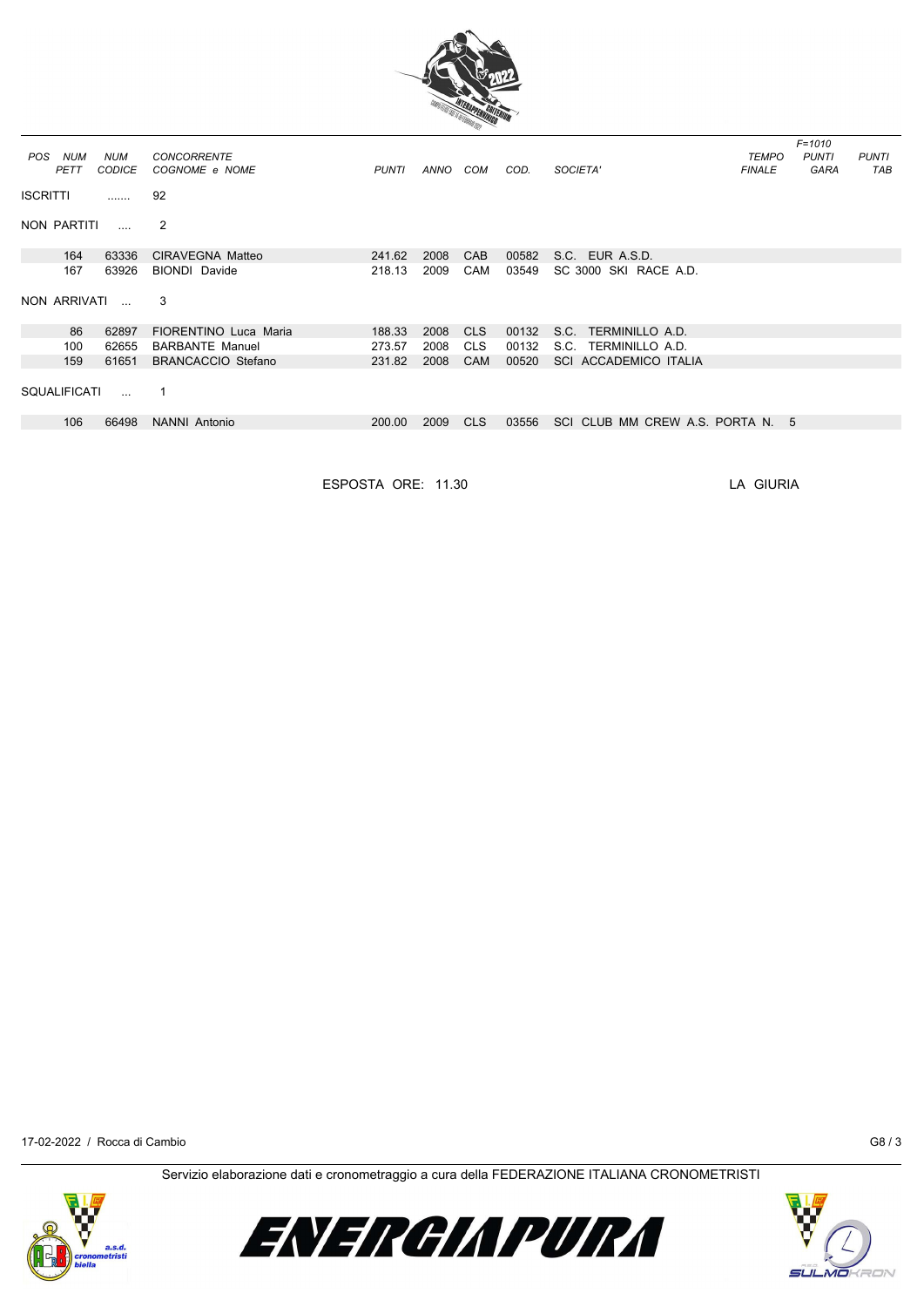| POS | NUM PETT | NUM CODICE | CONCORRENTE COGNOME e NOME | PUNTI | ANNO | COM | COD. | SOCIETA' | TEMPO FINALE | F=1010 PUNTI GARA | PUNTI TAB |
|---|---|---|---|---|---|---|---|---|---|---|---|
| ISCRITTI | | ....... | 92 | | | | | | | | |
| NON PARTITI | | .... | 2 | | | | | | | | |
| | 164 | 63336 | CIRAVEGNA Matteo | 241.62 | 2008 | CAB | 00582 | S.C. EUR A.S.D. | | | |
| | 167 | 63926 | BIONDI Davide | 218.13 | 2009 | CAM | 03549 | SC 3000 SKI RACE A.D. | | | |
| NON ARRIVATI | | ... | 3 | | | | | | | | |
| | 86 | 62897 | FIORENTINO Luca Maria | 188.33 | 2008 | CLS | 00132 | S.C. TERMINILLO A.D. | | | |
| | 100 | 62655 | BARBANTE Manuel | 273.57 | 2008 | CLS | 00132 | S.C. TERMINILLO A.D. | | | |
| | 159 | 61651 | BRANCACCIO Stefano | 231.82 | 2008 | CAM | 00520 | SCI ACCADEMICO ITALIA | | | |
| SQUALIFICATI | | ... | 1 | | | | | | | | |
| | 106 | 66498 | NANNI Antonio | 200.00 | 2009 | CLS | 03556 | SCI CLUB MM CREW A.S. PORTA N. | 5 | | |

ESPOSTA ORE: 11.30

LA GIURIA

17-02-2022 / Rocca di Cambio

Servizio elaborazione dati e cronometraggio a cura della FEDERAZIONE ITALIANA CRONOMETRISTI